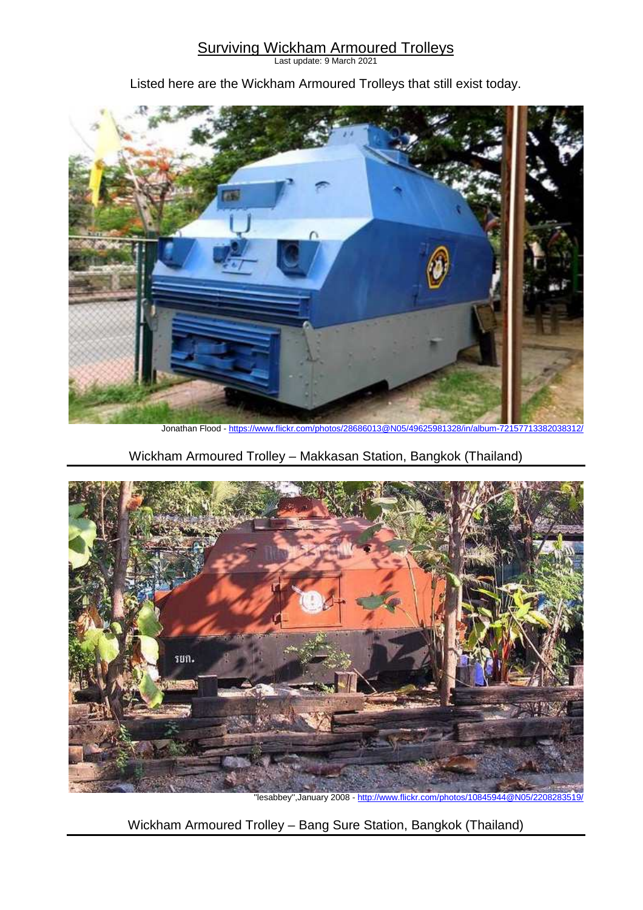# Surviving Wickham Armoured Trolleys

Last update: 9 March 2021

Listed here are the Wickham Armoured Trolleys that still exist today.

Jonathan Flood - https://www.flickr.com/photos/28686013@N05/49625981328/in/album-72157713382038312/

Wickham Armoured Trolley – Makkasan Station, Bangkok (Thailand)

"lesabbey",January 2008 - http://www.flickr.com/photos/10845944@N05/2208283519/

Wickham Armoured Trolley – Bang Sure Station, Bangkok (Thailand)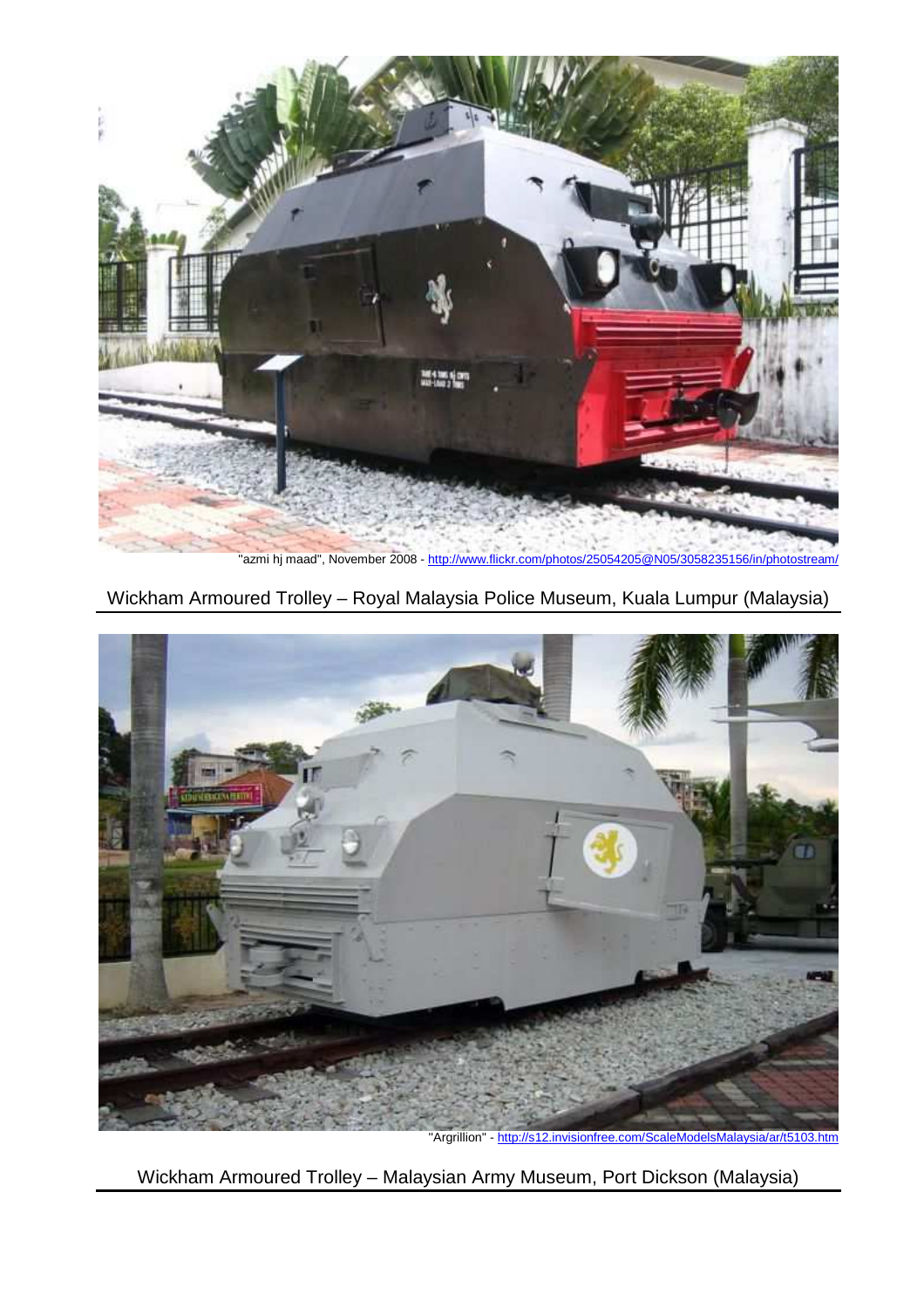"azmi hj maad", November 2008 - http://www.flickr.com/photos/25054205@N05/3058235156/in/photostream/

Wickham Armoured Trolley – Royal Malaysia Police Museum, Kuala Lumpur (Malaysia)

"Argrillion" - http://s12.invisionfree.com/ScaleModelsMalaysia/ar/t5103.htm

Wickham Armoured Trolley – Malaysian Army Museum, Port Dickson (Malaysia)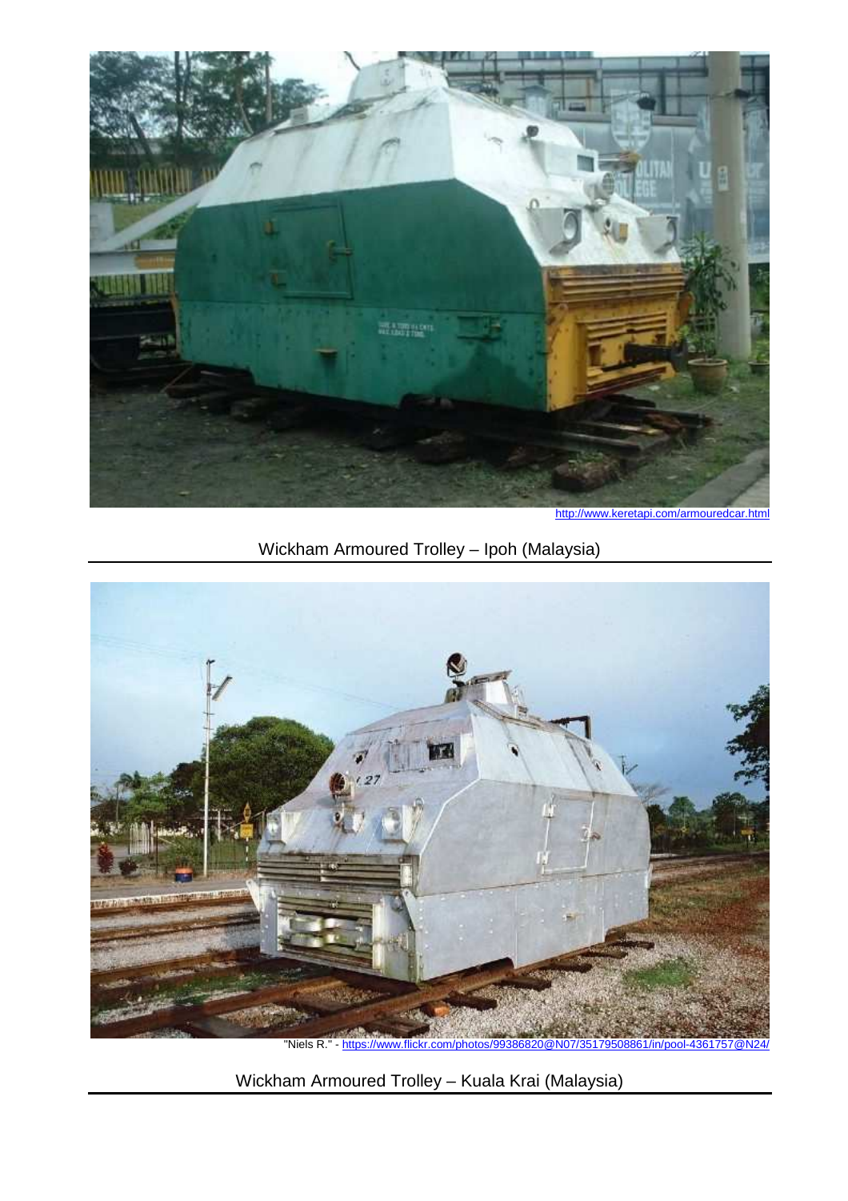http://www.keretapi.com/armouredcar.html

Wickham Armoured Trolley – Ipoh (Malaysia)

"Niels R." - https://www.flickr.com/photos/99386820@N07/35179508861/in/pool-4361757@N24/

Wickham Armoured Trolley – Kuala Krai (Malaysia)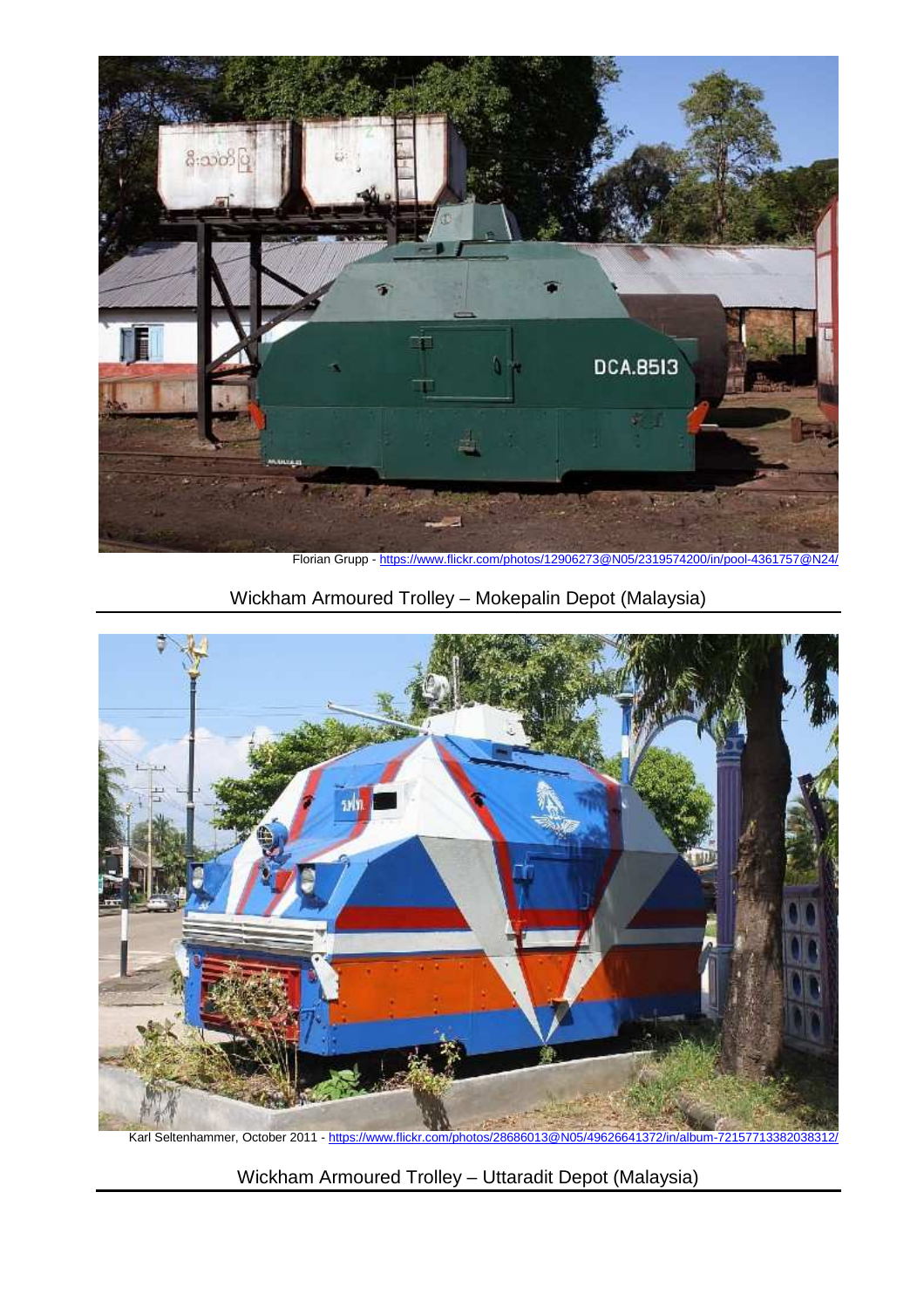Florian Grupp - https://www.flickr.com/photos/12906273@N05/2319574200/in/pool-4361757@N24/

Wickham Armoured Trolley – Mokepalin Depot (Malaysia)

Karl Seltenhammer, October 2011 - https://www.flickr.com/photos/28686013@N05/49626641372/in/album-72157713382038312/

Wickham Armoured Trolley – Uttaradit Depot (Malaysia)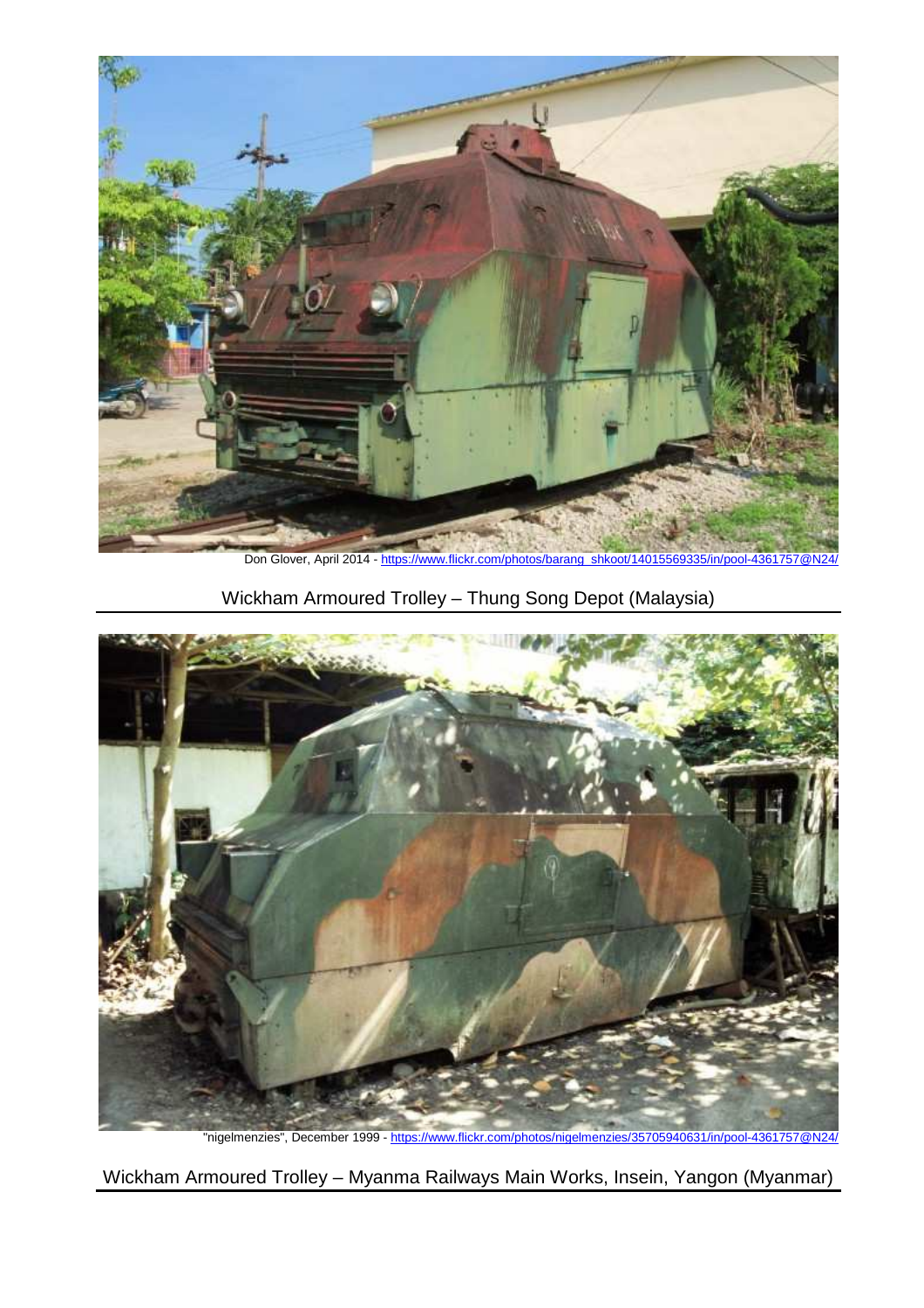Don Glover, April 2014 - https://www.flickr.com/photos/barang_shkoot/14015569335/in/pool-4361757@N24/

Wickham Armoured Trolley – Thung Song Depot (Malaysia)

"nigelmenzies", December 1999 - https://www.flickr.com/photos/nigelmenzies/35705940631/in/pool-4361757@N24/

Wickham Armoured Trolley – Myanma Railways Main Works, Insein, Yangon (Myanmar)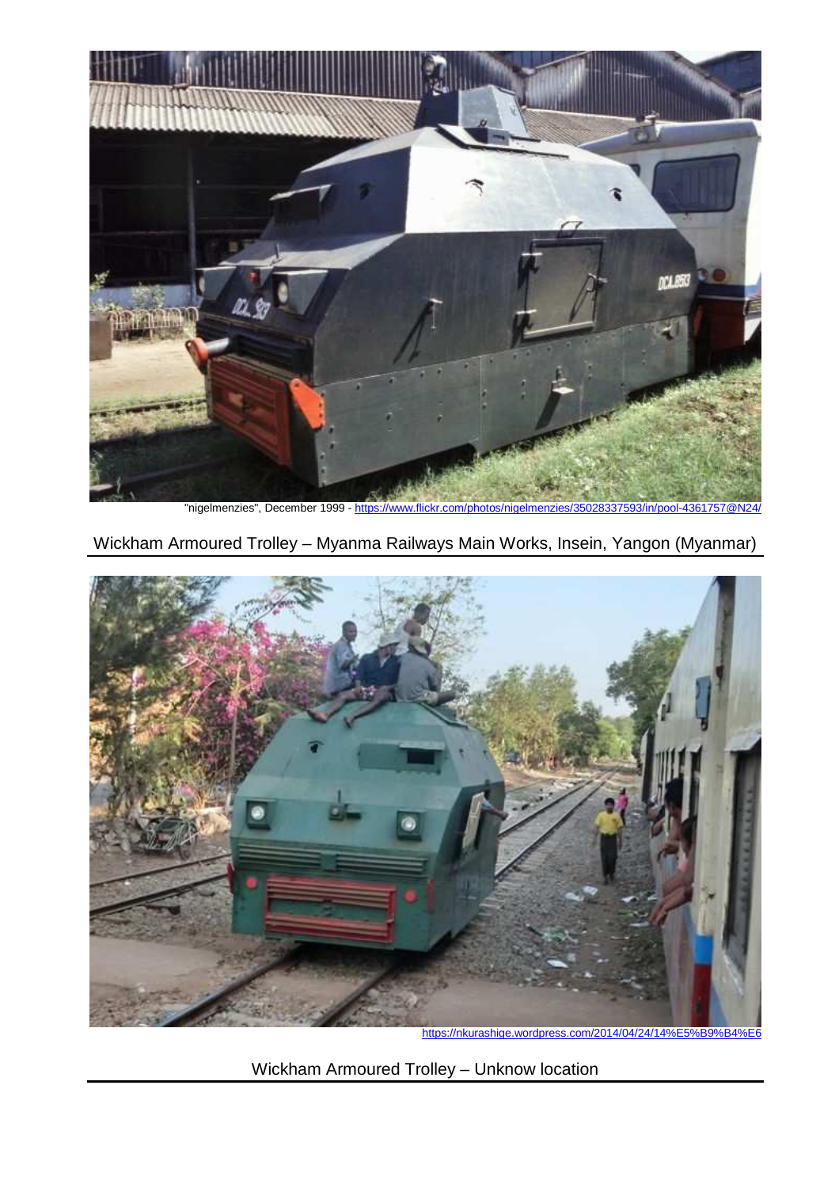"nigelmenzies", December 1999 - https://www.flickr.com/photos/nigelmenzies/35028337593/in/pool-4361757@N24/

Wickham Armoured Trolley – Myanma Railways Main Works, Insein, Yangon (Myanmar)

https://nkurashige.wordpress.com/2014/04/24/14%E5%B9%B4%E6

Wickham Armoured Trolley – Unknow location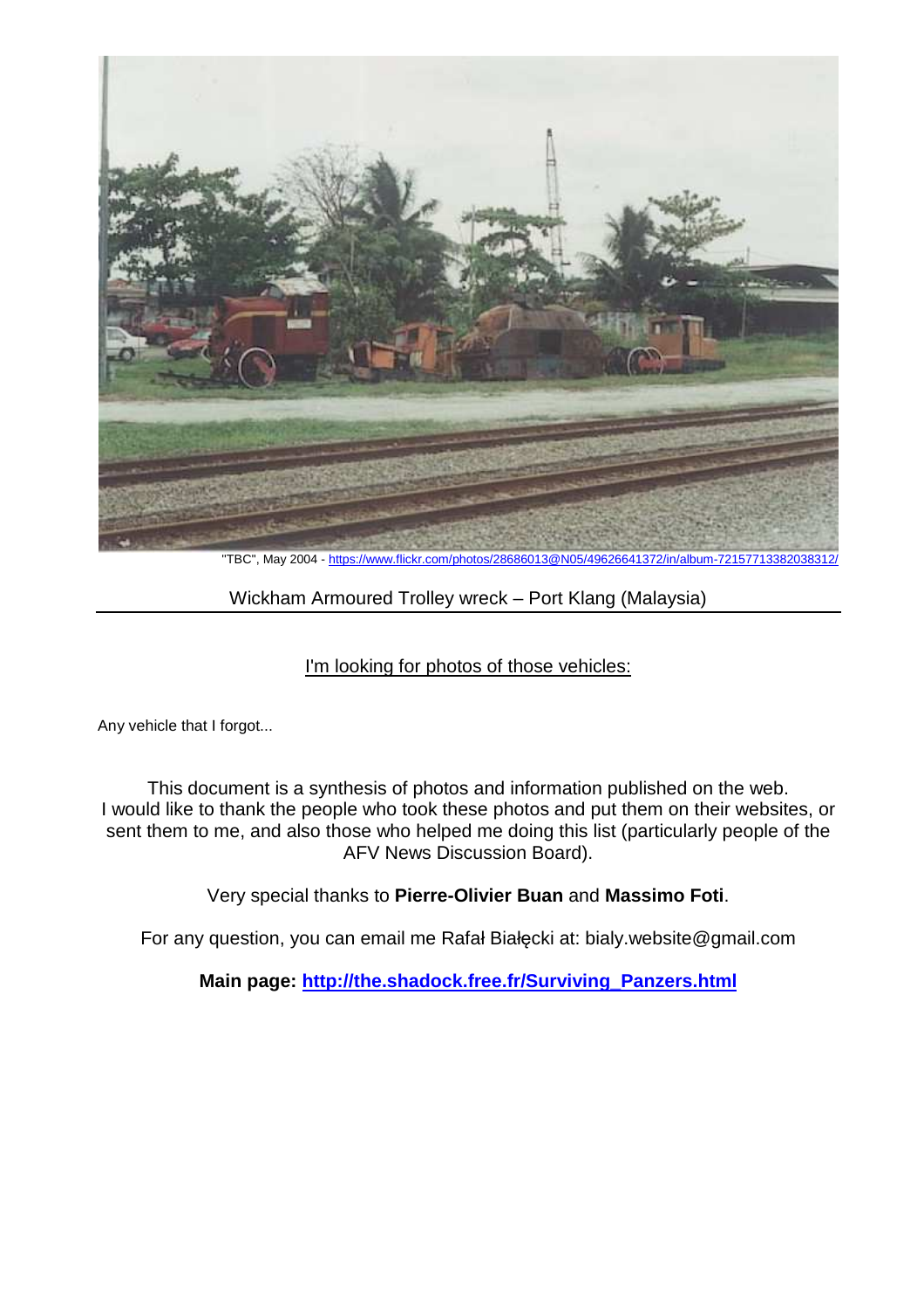"TBC", May 2004 - https://www.flickr.com/photos/28686013@N05/49626641372/in/album-72157713382038312/

Wickham Armoured Trolley wreck – Port Klang (Malaysia)

I'm looking for photos of those vehicles:

Any vehicle that I forgot...

This document is a synthesis of photos and information published on the web.
I would like to thank the people who took these photos and put them on their websites, or sent them to me, and also those who helped me doing this list (particularly people of the AFV News Discussion Board).

Very special thanks to **Pierre-Olivier Buan** and **Massimo Foti**.

For any question, you can email me Rafał Białęcki at: bialy.website@gmail.com

**Main page: http://the.shadock.free.fr/Surviving_Panzers.html**